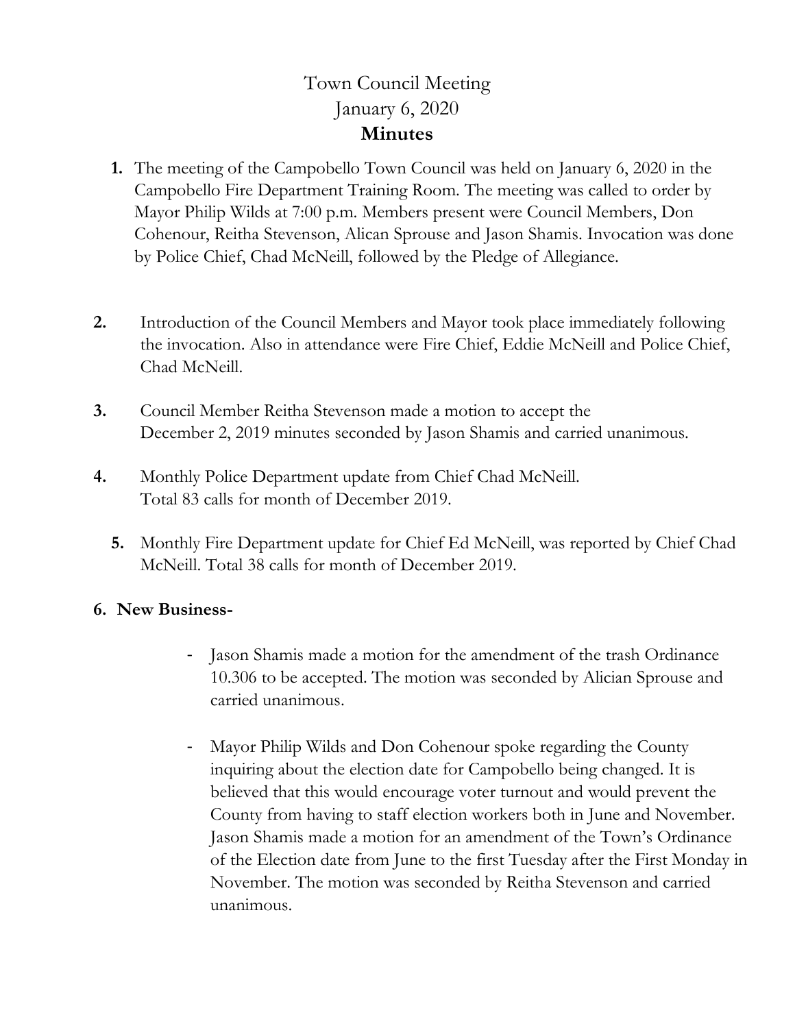# Town Council Meeting
# January 6, 2020
# **Minutes**

1. The meeting of the Campobello Town Council was held on January 6, 2020 in the Campobello Fire Department Training Room. The meeting was called to order by Mayor Philip Wilds at 7:00 p.m. Members present were Council Members, Don Cohenour, Reitha Stevenson, Alican Sprouse and Jason Shamis. Invocation was done by Police Chief, Chad McNeill, followed by the Pledge of Allegiance.

2. Introduction of the Council Members and Mayor took place immediately following the invocation. Also in attendance were Fire Chief, Eddie McNeill and Police Chief, Chad McNeill.

3. Council Member Reitha Stevenson made a motion to accept the December 2, 2019 minutes seconded by Jason Shamis and carried unanimous.

4. Monthly Police Department update from Chief Chad McNeill. Total 83 calls for month of December 2019.

5. Monthly Fire Department update for Chief Ed McNeill, was reported by Chief Chad McNeill. Total 38 calls for month of December 2019.

6. **New Business-**

   - Jason Shamis made a motion for the amendment of the trash Ordinance 10.306 to be accepted. The motion was seconded by Alician Sprouse and carried unanimous.

   - Mayor Philip Wilds and Don Cohenour spoke regarding the County inquiring about the election date for Campobello being changed. It is believed that this would encourage voter turnout and would prevent the County from having to staff election workers both in June and November. Jason Shamis made a motion for an amendment of the Town's Ordinance of the Election date from June to the first Tuesday after the First Monday in November. The motion was seconded by Reitha Stevenson and carried unanimous.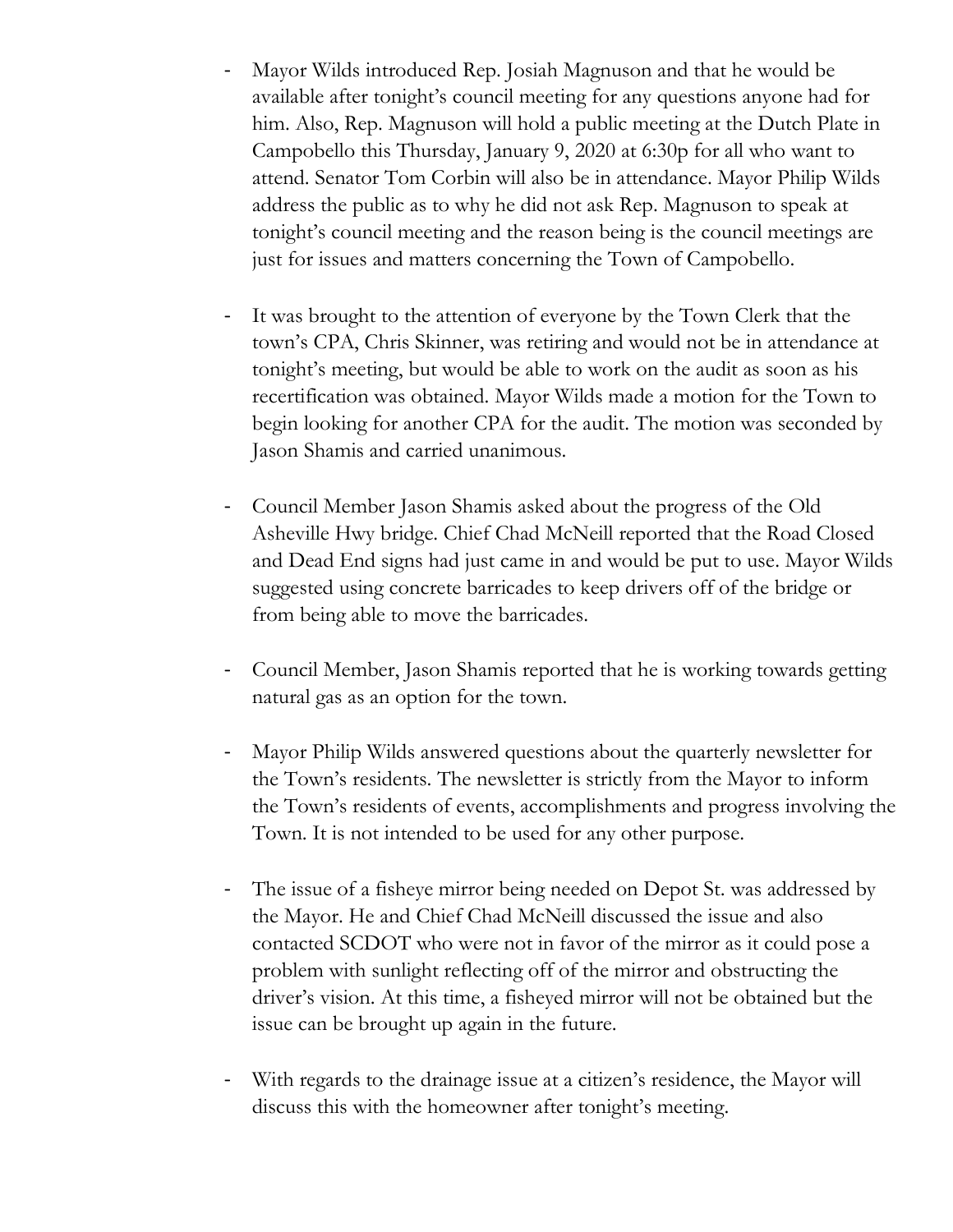- Mayor Wilds introduced Rep. Josiah Magnuson and that he would be available after tonight's council meeting for any questions anyone had for him. Also, Rep. Magnuson will hold a public meeting at the Dutch Plate in Campobello this Thursday, January 9, 2020 at 6:30p for all who want to attend. Senator Tom Corbin will also be in attendance. Mayor Philip Wilds address the public as to why he did not ask Rep. Magnuson to speak at tonight's council meeting and the reason being is the council meetings are just for issues and matters concerning the Town of Campobello.

- It was brought to the attention of everyone by the Town Clerk that the town's CPA, Chris Skinner, was retiring and would not be in attendance at tonight's meeting, but would be able to work on the audit as soon as his recertification was obtained. Mayor Wilds made a motion for the Town to begin looking for another CPA for the audit. The motion was seconded by Jason Shamis and carried unanimous.

- Council Member Jason Shamis asked about the progress of the Old Asheville Hwy bridge. Chief Chad McNeill reported that the Road Closed and Dead End signs had just came in and would be put to use. Mayor Wilds suggested using concrete barricades to keep drivers off of the bridge or from being able to move the barricades.

- Council Member, Jason Shamis reported that he is working towards getting natural gas as an option for the town.

- Mayor Philip Wilds answered questions about the quarterly newsletter for the Town's residents. The newsletter is strictly from the Mayor to inform the Town's residents of events, accomplishments and progress involving the Town. It is not intended to be used for any other purpose.

- The issue of a fisheye mirror being needed on Depot St. was addressed by the Mayor. He and Chief Chad McNeill discussed the issue and also contacted SCDOT who were not in favor of the mirror as it could pose a problem with sunlight reflecting off of the mirror and obstructing the driver's vision. At this time, a fisheyed mirror will not be obtained but the issue can be brought up again in the future.

- With regards to the drainage issue at a citizen's residence, the Mayor will discuss this with the homeowner after tonight's meeting.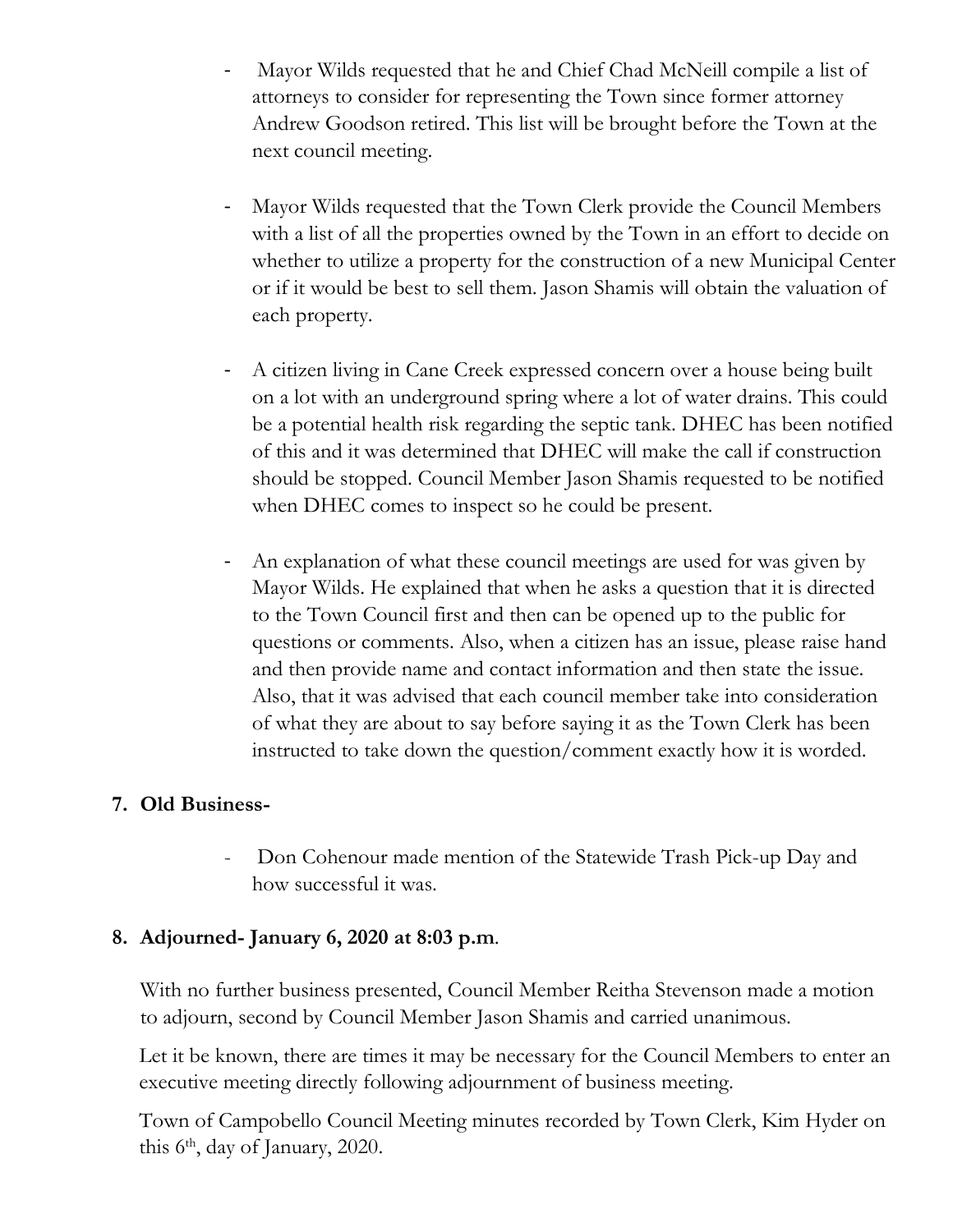- Mayor Wilds requested that he and Chief Chad McNeill compile a list of attorneys to consider for representing the Town since former attorney Andrew Goodson retired. This list will be brought before the Town at the next council meeting.

- Mayor Wilds requested that the Town Clerk provide the Council Members with a list of all the properties owned by the Town in an effort to decide on whether to utilize a property for the construction of a new Municipal Center or if it would be best to sell them. Jason Shamis will obtain the valuation of each property.

- A citizen living in Cane Creek expressed concern over a house being built on a lot with an underground spring where a lot of water drains. This could be a potential health risk regarding the septic tank. DHEC has been notified of this and it was determined that DHEC will make the call if construction should be stopped. Council Member Jason Shamis requested to be notified when DHEC comes to inspect so he could be present.

- An explanation of what these council meetings are used for was given by Mayor Wilds. He explained that when he asks a question that it is directed to the Town Council first and then can be opened up to the public for questions or comments. Also, when a citizen has an issue, please raise hand and then provide name and contact information and then state the issue. Also, that it was advised that each council member take into consideration of what they are about to say before saying it as the Town Clerk has been instructed to take down the question/comment exactly how it is worded.

**7. Old Business-**

- Don Cohenour made mention of the Statewide Trash Pick-up Day and how successful it was.

**8. Adjourned- January 6, 2020 at 8:03 p.m**.

With no further business presented, Council Member Reitha Stevenson made a motion to adjourn, second by Council Member Jason Shamis and carried unanimous.

Let it be known, there are times it may be necessary for the Council Members to enter an executive meeting directly following adjournment of business meeting.

Town of Campobello Council Meeting minutes recorded by Town Clerk, Kim Hyder on this 6th, day of January, 2020.